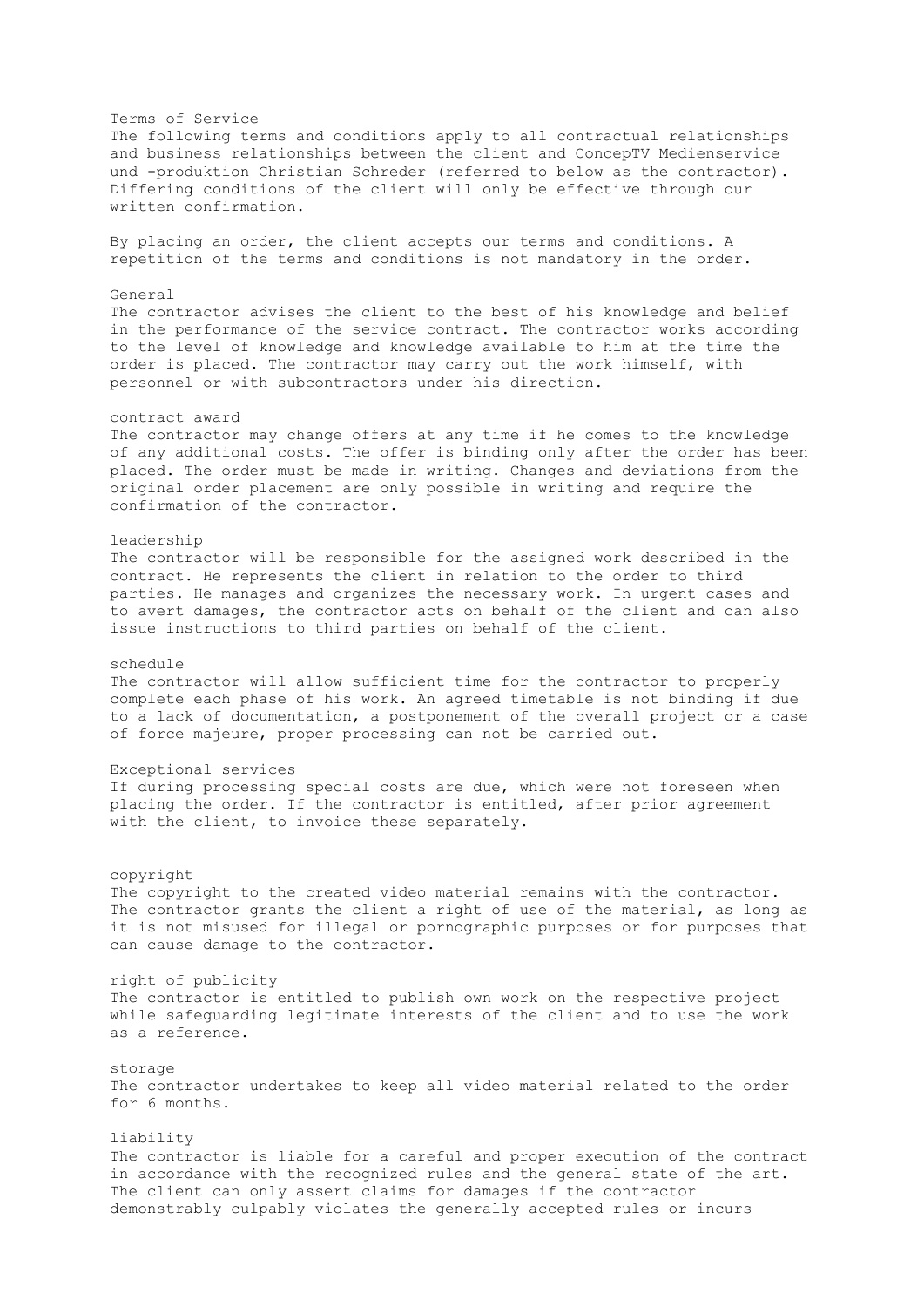# Terms of Service

The following terms and conditions apply to all contractual relationships and business relationships between the client and ConcepTV Medienservice und -produktion Christian Schreder (referred to below as the contractor). Differing conditions of the client will only be effective through our written confirmation.

By placing an order, the client accepts our terms and conditions. A repetition of the terms and conditions is not mandatory in the order.

## General

The contractor advises the client to the best of his knowledge and belief in the performance of the service contract. The contractor works according to the level of knowledge and knowledge available to him at the time the order is placed. The contractor may carry out the work himself, with personnel or with subcontractors under his direction.

## contract award

The contractor may change offers at any time if he comes to the knowledge of any additional costs. The offer is binding only after the order has been placed. The order must be made in writing. Changes and deviations from the original order placement are only possible in writing and require the confirmation of the contractor.

## leadership

The contractor will be responsible for the assigned work described in the contract. He represents the client in relation to the order to third parties. He manages and organizes the necessary work. In urgent cases and to avert damages, the contractor acts on behalf of the client and can also issue instructions to third parties on behalf of the client.

## schedule

The contractor will allow sufficient time for the contractor to properly complete each phase of his work. An agreed timetable is not binding if due to a lack of documentation, a postponement of the overall project or a case of force majeure, proper processing can not be carried out.

## Exceptional services

If during processing special costs are due, which were not foreseen when placing the order. If the contractor is entitled, after prior agreement with the client, to invoice these separately.

## copyright

The copyright to the created video material remains with the contractor. The contractor grants the client a right of use of the material, as long as it is not misused for illegal or pornographic purposes or for purposes that can cause damage to the contractor.

## right of publicity

The contractor is entitled to publish own work on the respective project while safeguarding legitimate interests of the client and to use the work as a reference.

## storage

The contractor undertakes to keep all video material related to the order for 6 months.

## liability

The contractor is liable for a careful and proper execution of the contract in accordance with the recognized rules and the general state of the art. The client can only assert claims for damages if the contractor demonstrably culpably violates the generally accepted rules or incurs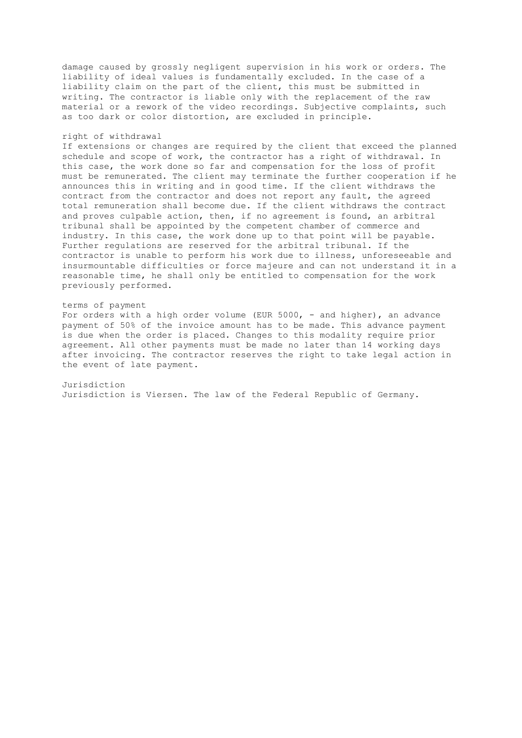damage caused by grossly negligent supervision in his work or orders. The liability of ideal values is fundamentally excluded. In the case of a liability claim on the part of the client, this must be submitted in writing. The contractor is liable only with the replacement of the raw material or a rework of the video recordings. Subjective complaints, such as too dark or color distortion, are excluded in principle.

## right of withdrawal

If extensions or changes are required by the client that exceed the planned schedule and scope of work, the contractor has a right of withdrawal. In this case, the work done so far and compensation for the loss of profit must be remunerated. The client may terminate the further cooperation if he announces this in writing and in good time. If the client withdraws the contract from the contractor and does not report any fault, the agreed total remuneration shall become due. If the client withdraws the contract and proves culpable action, then, if no agreement is found, an arbitral tribunal shall be appointed by the competent chamber of commerce and industry. In this case, the work done up to that point will be payable. Further regulations are reserved for the arbitral tribunal. If the contractor is unable to perform his work due to illness, unforeseeable and insurmountable difficulties or force majeure and can not understand it in a reasonable time, he shall only be entitled to compensation for the work previously performed.

## terms of payment

For orders with a high order volume (EUR 5000, - and higher), an advance payment of 50% of the invoice amount has to be made. This advance payment is due when the order is placed. Changes to this modality require prior agreement. All other payments must be made no later than 14 working days after invoicing. The contractor reserves the right to take legal action in the event of late payment.

## Jurisdiction

Jurisdiction is Viersen. The law of the Federal Republic of Germany.